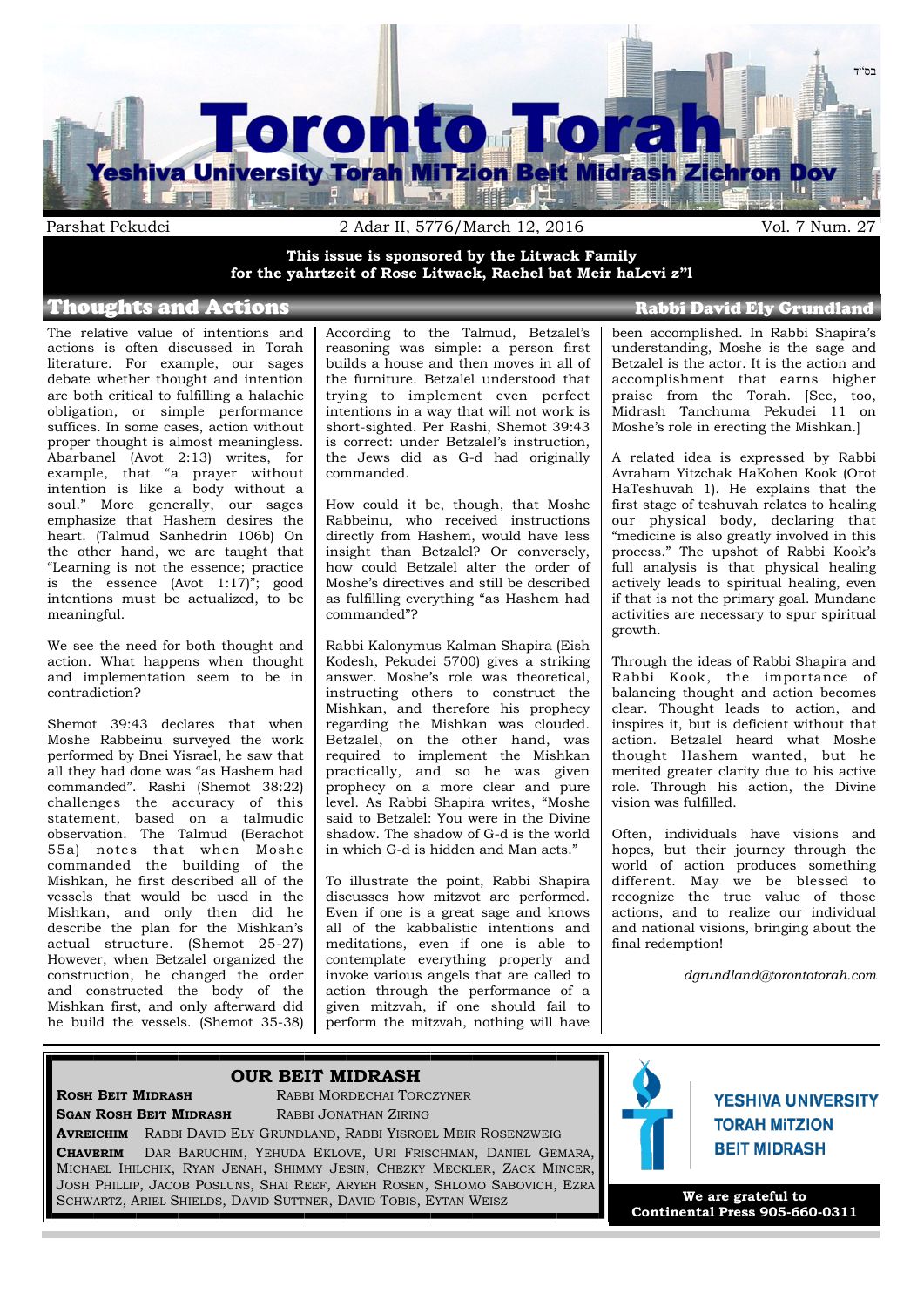בס"ד

# Toronto Torah

**Yeshiva University Torah MiTzion Beit Midrash Zichron Dov**

Parshat Pekudei | 2 Adar II, 5776/March 12, 2016 | Vol. 7 Num. 27

**This issue is sponsored by the Litwack Family for the yahrtzeit of Rose Litwack, Rachel bat Meir haLevi z"l**

## Thoughts and Actions

**Rabbi David Ely Grundland**

The relative value of intentions and actions is often discussed in Torah literature. For example, our sages debate whether thought and intention are both critical to fulfilling a halachic obligation, or simple performance suffices. In some cases, action without proper thought is almost meaningless. Abarbanel (Avot 2:13) writes, for example, that "a prayer without intention is like a body without a soul." More generally, our sages emphasize that Hashem desires the heart. (Talmud Sanhedrin 106b) On the other hand, we are taught that "Learning is not the essence; practice is the essence (Avot 1:17)"; good intentions must be actualized, to be meaningful.

We see the need for both thought and action. What happens when thought and implementation seem to be in contradiction?

Shemot 39:43 declares that when Moshe Rabbeinu surveyed the work performed by Bnei Yisrael, he saw that all they had done was "as Hashem had commanded". Rashi (Shemot 38:22) challenges the accuracy of this statement, based on a talmudic observation. The Talmud (Berachot 55a) notes that when Moshe commanded the building of the Mishkan, he first described all of the vessels that would be used in the Mishkan, and only then did he describe the plan for the Mishkan's actual structure. (Shemot 25-27) However, when Betzalel organized the construction, he changed the order and constructed the body of the Mishkan first, and only afterward did he build the vessels. (Shemot 35-38) According to the Talmud, Betzalel's reasoning was simple: a person first builds a house and then moves in all of the furniture. Betzalel understood that trying to implement even perfect intentions in a way that will not work is short-sighted. Per Rashi, Shemot 39:43 is correct: under Betzalel's instruction, the Jews did as G-d had originally commanded.

How could it be, though, that Moshe Rabbeinu, who received instructions directly from Hashem, would have less insight than Betzalel? Or conversely, how could Betzalel alter the order of Moshe's directives and still be described as fulfilling everything "as Hashem had commanded"?

Rabbi Kalonymus Kalman Shapira (Eish Kodesh, Pekudei 5700) gives a striking answer. Moshe's role was theoretical, instructing others to construct the Mishkan, and therefore his prophecy regarding the Mishkan was clouded. Betzalel, on the other hand, was required to implement the Mishkan practically, and so he was given prophecy on a more clear and pure level. As Rabbi Shapira writes, "Moshe said to Betzalel: You were in the Divine shadow. The shadow of G-d is the world in which G-d is hidden and Man acts."

To illustrate the point, Rabbi Shapira discusses how mitzvot are performed. Even if one is a great sage and knows all of the kabbalistic intentions and meditations, even if one is able to contemplate everything properly and invoke various angels that are called to action through the performance of a given mitzvah, if one should fail to perform the mitzvah, nothing will have been accomplished. In Rabbi Shapira's understanding, Moshe is the sage and Betzalel is the actor. It is the action and accomplishment that earns higher praise from the Torah. [See, too, Midrash Tanchuma Pekudei 11 on Moshe's role in erecting the Mishkan.]

A related idea is expressed by Rabbi Avraham Yitzchak HaKohen Kook (Orot HaTeshuvah 1). He explains that the first stage of teshuvah relates to healing our physical body, declaring that "medicine is also greatly involved in this process." The upshot of Rabbi Kook's full analysis is that physical healing actively leads to spiritual healing, even if that is not the primary goal. Mundane activities are necessary to spur spiritual growth.

Through the ideas of Rabbi Shapira and Rabbi Kook, the importance of balancing thought and action becomes clear. Thought leads to action, and inspires it, but is deficient without that action. Betzalel heard what Moshe thought Hashem wanted, but he merited greater clarity due to his active role. Through his action, the Divine vision was fulfilled.

Often, individuals have visions and hopes, but their journey through the world of action produces something different. May we be blessed to recognize the true value of those actions, and to realize our individual and national visions, bringing about the final redemption!

*dgrundland@torontotorah.com*

## OUR BEIT MIDRASH

**Rosh Beit Midrash** Rabbi Mordechai Torczyner

**Sgan Rosh Beit Midrash** Rabbi Jonathan Ziring

**Avreichim** Rabbi David Ely Grundland, Rabbi Yisroel Meir Rosenzweig

**Chaverim** Dar Baruchim, Yehuda Eklove, Uri Frischman, Daniel Gemara, Michael Ihilchik, Ryan Jenah, Shimmy Jesin, Chezky Meckler, Zack Mincer, Josh Phillip, Jacob Posluns, Shai Reef, Aryeh Rosen, Shlomo Sabovich, Ezra Schwartz, Ariel Shields, David Suttner, David Tobis, Eytan Weisz

**YESHIVA UNIVERSITY TORAH MITZION BEIT MIDRASH**

**We are grateful to Continental Press 905-660-0311**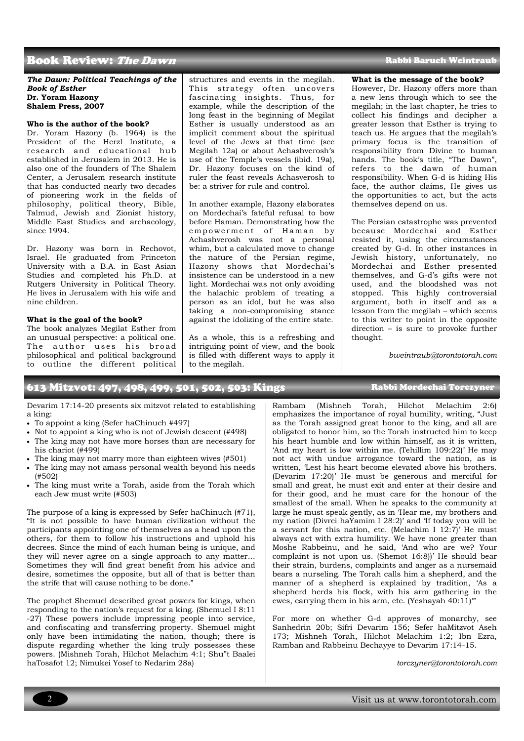## Book Review: *The Dawn*

**Rabbi Baruch Weintraub**

***The Dawn: Political Teachings of the Book of Esther***
**Dr. Yoram Hazony**
**Shalem Press, 2007**

**Who is the author of the book?**

Dr. Yoram Hazony (b. 1964) is the President of the Herzl Institute, a research and educational hub established in Jerusalem in 2013. He is also one of the founders of The Shalem Center, a Jerusalem research institute that has conducted nearly two decades of pioneering work in the fields of philosophy, political theory, Bible, Talmud, Jewish and Zionist history, Middle East Studies and archaeology, since 1994.

Dr. Hazony was born in Rechovot, Israel. He graduated from Princeton University with a B.A. in East Asian Studies and completed his Ph.D. at Rutgers University in Political Theory. He lives in Jerusalem with his wife and nine children.

**What is the goal of the book?**

The book analyzes Megilat Esther from an unusual perspective: a political one. The author uses his broad philosophical and political background to outline the different political structures and events in the megilah. This strategy often uncovers fascinating insights. Thus, for example, while the description of the long feast in the beginning of Megilat Esther is usually understood as an implicit comment about the spiritual level of the Jews at that time (see Megilah 12a) or about Achashverosh's use of the Temple's vessels (ibid. 19a), Dr. Hazony focuses on the kind of ruler the feast reveals Achasverosh to be: a striver for rule and control.

In another example, Hazony elaborates on Mordechai's fateful refusal to bow before Haman. Demonstrating how the empowerment of Haman by Achashverosh was not a personal whim, but a calculated move to change the nature of the Persian regime, Hazony shows that Mordechai's insistence can be understood in a new light. Mordechai was not only avoiding the halachic problem of treating a person as an idol, but he was also taking a non-compromising stance against the idolizing of the entire state.

As a whole, this is a refreshing and intriguing point of view, and the book is filled with different ways to apply it to the megilah.

**What is the message of the book?**

However, Dr. Hazony offers more than a new lens through which to see the megilah; in the last chapter, he tries to collect his findings and decipher a greater lesson that Esther is trying to teach us. He argues that the megilah's primary focus is the transition of responsibility from Divine to human hands. The book's title, "The Dawn", refers to the dawn of human responsibility. When G-d is hiding His face, the author claims, He gives us the opportunities to act, but the acts themselves depend on us.

The Persian catastrophe was prevented because Mordechai and Esther resisted it, using the circumstances created by G-d. In other instances in Jewish history, unfortunately, no Mordechai and Esther presented themselves, and G-d's gifts were not used, and the bloodshed was not stopped. This highly controversial argument, both in itself and as a lesson from the megilah – which seems to this writer to point in the opposite direction – is sure to provoke further thought.

*bweintraub@torontotorah.com*

## 613 Mitzvot: 497, 498, 499, 501, 502, 503: Kings

**Rabbi Mordechai Torczyner**

Devarim 17:14-20 presents six mitzvot related to establishing a king:

- To appoint a king (Sefer haChinuch #497)
- Not to appoint a king who is not of Jewish descent (#498)
- The king may not have more horses than are necessary for his chariot (#499)
- The king may not marry more than eighteen wives (#501)
- The king may not amass personal wealth beyond his needs (#502)
- The king must write a Torah, aside from the Torah which each Jew must write (#503)

The purpose of a king is expressed by Sefer haChinuch (#71), "It is not possible to have human civilization without the participants appointing one of themselves as a head upon the others, for them to follow his instructions and uphold his decrees. Since the mind of each human being is unique, and they will never agree on a single approach to any matter… Sometimes they will find great benefit from his advice and desire, sometimes the opposite, but all of that is better than the strife that will cause nothing to be done."

The prophet Shemuel described great powers for kings, when responding to the nation's request for a king. (Shemuel I 8:11-27) These powers include impressing people into service, and confiscating and transferring property. Shemuel might only have been intimidating the nation, though; there is dispute regarding whether the king truly possesses these powers. (Mishneh Torah, Hilchot Melachim 4:1; Shu"t Baalei haTosafot 12; Nimukei Yosef to Nedarim 28a)

Rambam (Mishneh Torah, Hilchot Melachim 2:6) emphasizes the importance of royal humility, writing, "Just as the Torah assigned great honor to the king, and all are obligated to honor him, so the Torah instructed him to keep his heart humble and low within himself, as it is written, 'And my heart is low within me. (Tehillim 109:22)' He may not act with undue arrogance toward the nation, as is written, 'Lest his heart become elevated above his brothers. (Devarim 17:20)' He must be generous and merciful for small and great, he must exit and enter at their desire and for their good, and he must care for the honour of the smallest of the small. When he speaks to the community at large he must speak gently, as in 'Hear me, my brothers and my nation (Divrei haYamim I 28:2)' and 'If today you will be a servant for this nation, etc. (Melachim I 12:7)' He must always act with extra humility. We have none greater than Moshe Rabbeinu, and he said, 'And who are we? Your complaint is not upon us. (Shemot 16:8))' He should bear their strain, burdens, complaints and anger as a nursemaid bears a nurseling. The Torah calls him a shepherd, and the manner of a shepherd is explained by tradition, 'As a shepherd herds his flock, with his arm gathering in the ewes, carrying them in his arm, etc. (Yeshayah 40:11)'"

For more on whether G-d approves of monarchy, see Sanhedrin 20b; Sifri Devarim 156; Sefer haMitzvot Aseh 173; Mishneh Torah, Hilchot Melachim 1:2; Ibn Ezra, Ramban and Rabbeinu Bechayye to Devarim 17:14-15.

*torczyner@torontotorah.com*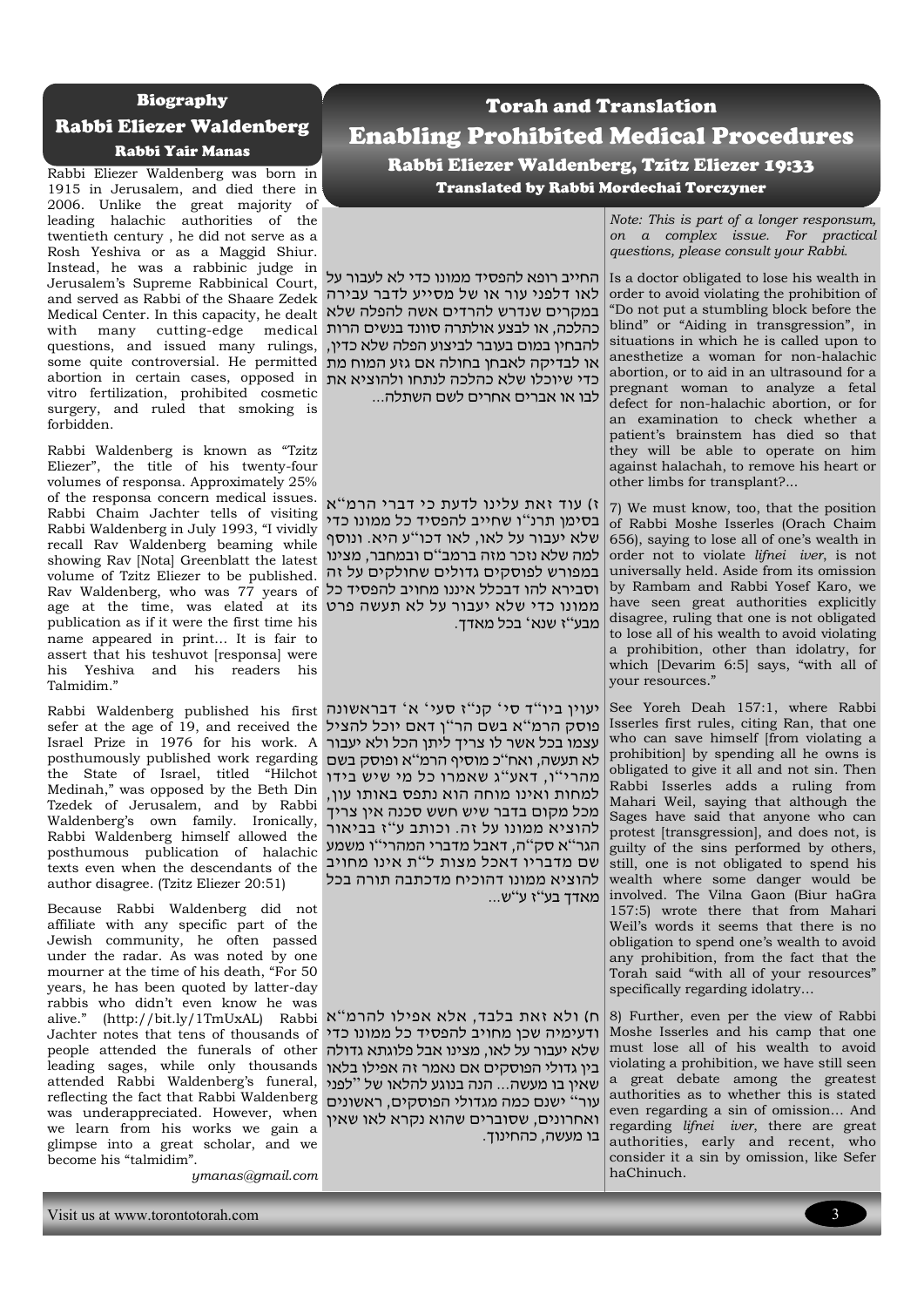## Biography

### Rabbi Eliezer Waldenberg

#### Rabbi Yair Manas

Rabbi Eliezer Waldenberg was born in 1915 in Jerusalem, and died there in 2006. Unlike the great majority of leading halachic authorities of the twentieth century , he did not serve as a Rosh Yeshiva or as a Maggid Shiur. Instead, he was a rabbinic judge in Jerusalem's Supreme Rabbinical Court, and served as Rabbi of the Shaare Zedek Medical Center. In this capacity, he dealt with many cutting-edge medical questions, and issued many rulings, some quite controversial. He permitted abortion in certain cases, opposed in vitro fertilization, prohibited cosmetic surgery, and ruled that smoking is forbidden.

Rabbi Waldenberg is known as "Tzitz Eliezer", the title of his twenty-four volumes of responsa. Approximately 25% of the responsa concern medical issues. Rabbi Chaim Jachter tells of visiting Rabbi Waldenberg in July 1993, "I vividly recall Rav Waldenberg beaming while showing Rav [Nota] Greenblatt the latest volume of Tzitz Eliezer to be published. Rav Waldenberg, who was 77 years of age at the time, was elated at its publication as if it were the first time his name appeared in print... It is fair to assert that his teshuvot [responsa] were his Yeshiva and his readers his Talmidim."

Rabbi Waldenberg published his first sefer at the age of 19, and received the Israel Prize in 1976 for his work. A posthumously published work regarding the State of Israel, titled "Hilchot Medinah," was opposed by the Beth Din Tzedek of Jerusalem, and by Rabbi Waldenberg's own family. Ironically, Rabbi Waldenberg himself allowed the posthumous publication of halachic texts even when the descendants of the author disagree. (Tzitz Eliezer 20:51)

Because Rabbi Waldenberg did not affiliate with any specific part of the Jewish community, he often passed under the radar. As was noted by one mourner at the time of his death, "For 50 years, he has been quoted by latter-day rabbis who didn't even know he was alive." (http://bit.ly/1TmUxAL) Rabbi Jachter notes that tens of thousands of people attended the funerals of other leading sages, while only thousands attended Rabbi Waldenberg's funeral, reflecting the fact that Rabbi Waldenberg was underappreciated. However, when we learn from his works we gain a glimpse into a great scholar, and we become his "talmidim".

*ymanas@gmail.com*

## Torah and Translation

# Enabling Prohibited Medical Procedures

### Rabbi Eliezer Waldenberg, Tzitz Eliezer 19:33

#### Translated by Rabbi Mordechai Torczyner

*Note: This is part of a longer responsum, on a complex issue. For practical questions, please consult your Rabbi.*

החייב רופא להפסיד ממונו כדי לא לעבור על לאו דלפני עור או של מסייע לדבר עבירה במקרים שנדרש להרדים אשה להפלה שלא כהלכה, או לבצע אולטרה סוונד בנשים הרות להבחין במום בעובר לביצוע הפלה שלא כדין, או לבדיקה לאבחן בחולה אם גוע המוח מת כדי שיוכלו שלא כהלכה לנתחו ולהוציא את לבו או אברים אחרים לשם השתלה...

Is a doctor obligated to lose his wealth in order to avoid violating the prohibition of "Do not put a stumbling block before the blind" or "Aiding in transgression", in situations in which he is called upon to anesthetize a woman for non-halachic abortion, or to aid in an ultrasound for a pregnant woman to analyze a fetal defect for non-halachic abortion, or for an examination to check whether a patient's brainstem has died so that they will be able to operate on him against halachah, to remove his heart or other limbs for transplant?...

ז) עוד זאת עלינו לדעת כי דברי הרמ"א בסימן תרנ"ו שחייב להפסיד כל ממונו כדי שלא יעבור על לאו, לאו דכו"ע היא. ונוסף למה שלא נזכר מזה ברמב"ם ובמחבר, מצינו במפורש לפוסקים גדולים שחולקים על זה וסבירא להו דבכלל איננו מחויב להפסיד כל ממונו כדי שלא יעבור על לא תעשה פרט מבע"ז שנא' בכל מאדך.

7) We must know, too, that the position of Rabbi Moshe Isserles (Orach Chaim 656), saying to lose all of one's wealth in order not to violate *lifnei iver*, is not universally held. Aside from its omission by Rambam and Rabbi Yosef Karo, we have seen great authorities explicitly disagree, ruling that one is not obligated to lose all of his wealth to avoid violating a prohibition, other than idolatry, for which [Devarim 6:5] says, "with all of your resources."

יעוין ביו"ד סי' קנ"ז סעי' א' דבראשונה פוסק הרמ"א בשם הר"ן דאם יוכל להציל עצמו בכל אשר לו צריך ליתן הכל ולא יעבור לא תעשה, ואח"כ מוסיף הרמ"א ופוסק בשם מהרי"ו, דאע"ג שאמרו כל מי שיש בידו למחות ואינו מוחה הוא נתפס באותו עון, מכל מקום בדבר שיש חשש סכנה אין צריך להוציא ממונו על זה. וכותב ע"ז בביאור הגר"א סק"ה, דאבל מדברי המהרי"ו משמע שם מדבריו דאכל מצות ל"ת אינו מחויב להוציא ממונו דהוכיח מדכתבה תורה בכל מאדך בע"ז ע"ש...

See Yoreh Deah 157:1, where Rabbi Isserles first rules, citing Ran, that one who can save himself [from violating a prohibition] by spending all he owns is obligated to give it all and not sin. Then Rabbi Isserles adds a ruling from Mahari Weil, saying that although the Sages have said that anyone who can protest [transgression], and does not, is guilty of the sins performed by others, still, one is not obligated to spend his wealth where some danger would be involved. The Vilna Gaon (Biur haGra 157:5) wrote there that from Mahari Weil's words it seems that there is no obligation to spend one's wealth to avoid any prohibition, from the fact that the Torah said "with all of your resources" specifically regarding idolatry...

ח) ולא זאת בלבד, אלא אפילו להרמ"א ודעימיה שכן מחויב להפסיד כל ממונו כדי שלא יעבור על לאו, מצינו אבל פלוגתא גדולה בין גדולי הפוסקים אם נאמר זה אפילו בלאו שאין בו מעשה... הנה בנוגע להלאו של "לפני עור" ישנם כמה מגדולי הפוסקים, ראשונים ואחרונים, שסוברים שהוא נקרא לאו שאין בו מעשה, כהחינוך.

8) Further, even per the view of Rabbi Moshe Isserles and his camp that one must lose all of his wealth to avoid violating a prohibition, we have still seen a great debate among the greatest authorities as to whether this is stated even regarding a sin of omission... And regarding *lifnei iver*, there are great authorities, early and recent, who consider it a sin by omission, like Sefer haChinuch.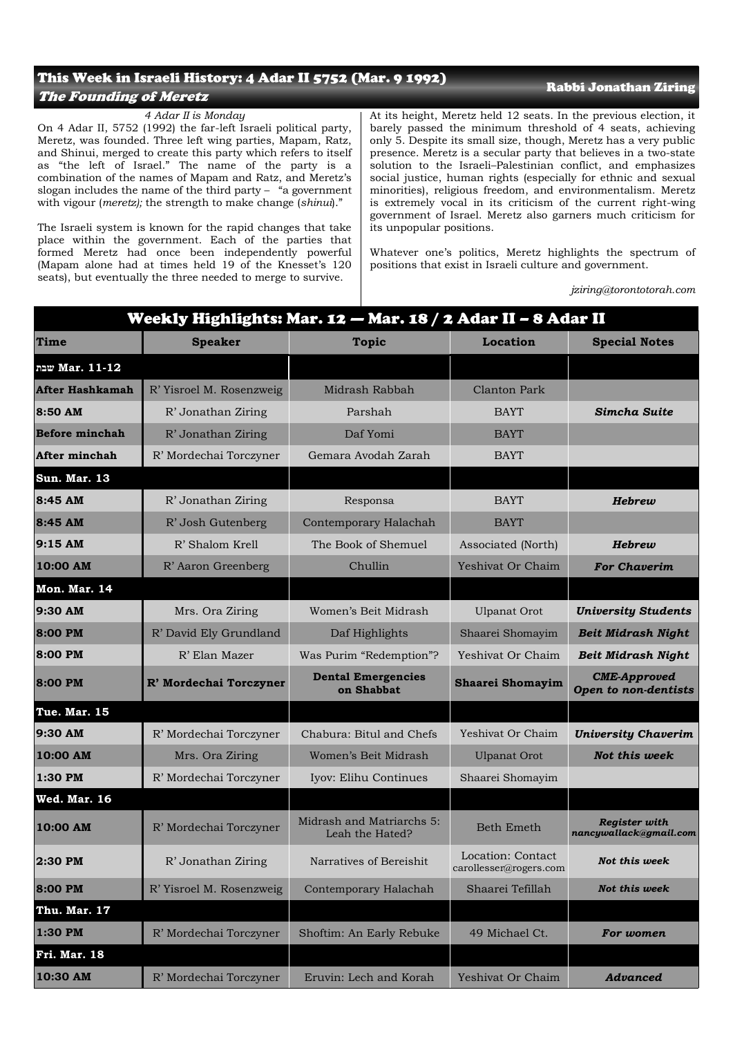## This Week in Israeli History: 4 Adar II 5752 (Mar. 9 1992)

### *The Founding of Meretz*

**Rabbi Jonathan Ziring**

*4 Adar II is Monday*

On 4 Adar II, 5752 (1992) the far-left Israeli political party, Meretz, was founded. Three left wing parties, Mapam, Ratz, and Shinui, merged to create this party which refers to itself as "the left of Israel." The name of the party is a combination of the names of Mapam and Ratz, and Meretz's slogan includes the name of the third party – "a government with vigour (*meretz);* the strength to make change (*shinui*)."

The Israeli system is known for the rapid changes that take place within the government. Each of the parties that formed Meretz had once been independently powerful (Mapam alone had at times held 19 of the Knesset's 120 seats), but eventually the three needed to merge to survive.

At its height, Meretz held 12 seats. In the previous election, it barely passed the minimum threshold of 4 seats, achieving only 5. Despite its small size, though, Meretz has a very public presence. Meretz is a secular party that believes in a two-state solution to the Israeli–Palestinian conflict, and emphasizes social justice, human rights (especially for ethnic and sexual minorities), religious freedom, and environmentalism. Meretz is extremely vocal in its criticism of the current right-wing government of Israel. Meretz also garners much criticism for its unpopular positions.

Whatever one's politics, Meretz highlights the spectrum of positions that exist in Israeli culture and government.

*jziring@torontotorah.com*

## Weekly Highlights: Mar. 12 — Mar. 18 / 2 Adar II – 8 Adar II

| Time | Speaker | Topic | Location | Special Notes |
|---|---|---|---|---|
| **שבת Mar. 11-12** | | | | |
| **After Hashkamah** | R' Yisroel M. Rosenzweig | Midrash Rabbah | Clanton Park | |
| **8:50 AM** | R' Jonathan Ziring | Parshah | BAYT | ***Simcha Suite*** |
| **Before minchah** | R' Jonathan Ziring | Daf Yomi | BAYT | |
| **After minchah** | R' Mordechai Torczyner | Gemara Avodah Zarah | BAYT | |
| **Sun. Mar. 13** | | | | |
| **8:45 AM** | R' Jonathan Ziring | Responsa | BAYT | ***Hebrew*** |
| **8:45 AM** | R' Josh Gutenberg | Contemporary Halachah | BAYT | |
| **9:15 AM** | R' Shalom Krell | The Book of Shemuel | Associated (North) | ***Hebrew*** |
| **10:00 AM** | R' Aaron Greenberg | Chullin | Yeshivat Or Chaim | ***For Chaverim*** |
| **Mon. Mar. 14** | | | | |
| **9:30 AM** | Mrs. Ora Ziring | Women's Beit Midrash | Ulpanat Orot | ***University Students*** |
| **8:00 PM** | R' David Ely Grundland | Daf Highlights | Shaarei Shomayim | ***Beit Midrash Night*** |
| **8:00 PM** | R' Elan Mazer | Was Purim "Redemption"? | Yeshivat Or Chaim | ***Beit Midrash Night*** |
| **8:00 PM** | **R' Mordechai Torczyner** | **Dental Emergencies on Shabbat** | **Shaarei Shomayim** | ***CME-Approved Open to non-dentists*** |
| **Tue. Mar. 15** | | | | |
| **9:30 AM** | R' Mordechai Torczyner | Chabura: Bitul and Chefs | Yeshivat Or Chaim | ***University Chaverim*** |
| **10:00 AM** | Mrs. Ora Ziring | Women's Beit Midrash | Ulpanat Orot | ***Not this week*** |
| **1:30 PM** | R' Mordechai Torczyner | Iyov: Elihu Continues | Shaarei Shomayim | |
| **Wed. Mar. 16** | | | | |
| **10:00 AM** | R' Mordechai Torczyner | Midrash and Matriarchs 5: Leah the Hated? | Beth Emeth | ***Register with nancywallack@gmail.com*** |
| **2:30 PM** | R' Jonathan Ziring | Narratives of Bereishit | Location: Contact carollesser@rogers.com | ***Not this week*** |
| **8:00 PM** | R' Yisroel M. Rosenzweig | Contemporary Halachah | Shaarei Tefillah | ***Not this week*** |
| **Thu. Mar. 17** | | | | |
| **1:30 PM** | R' Mordechai Torczyner | Shoftim: An Early Rebuke | 49 Michael Ct. | ***For women*** |
| **Fri. Mar. 18** | | | | |
| **10:30 AM** | R' Mordechai Torczyner | Eruvin: Lech and Korah | Yeshivat Or Chaim | ***Advanced*** |